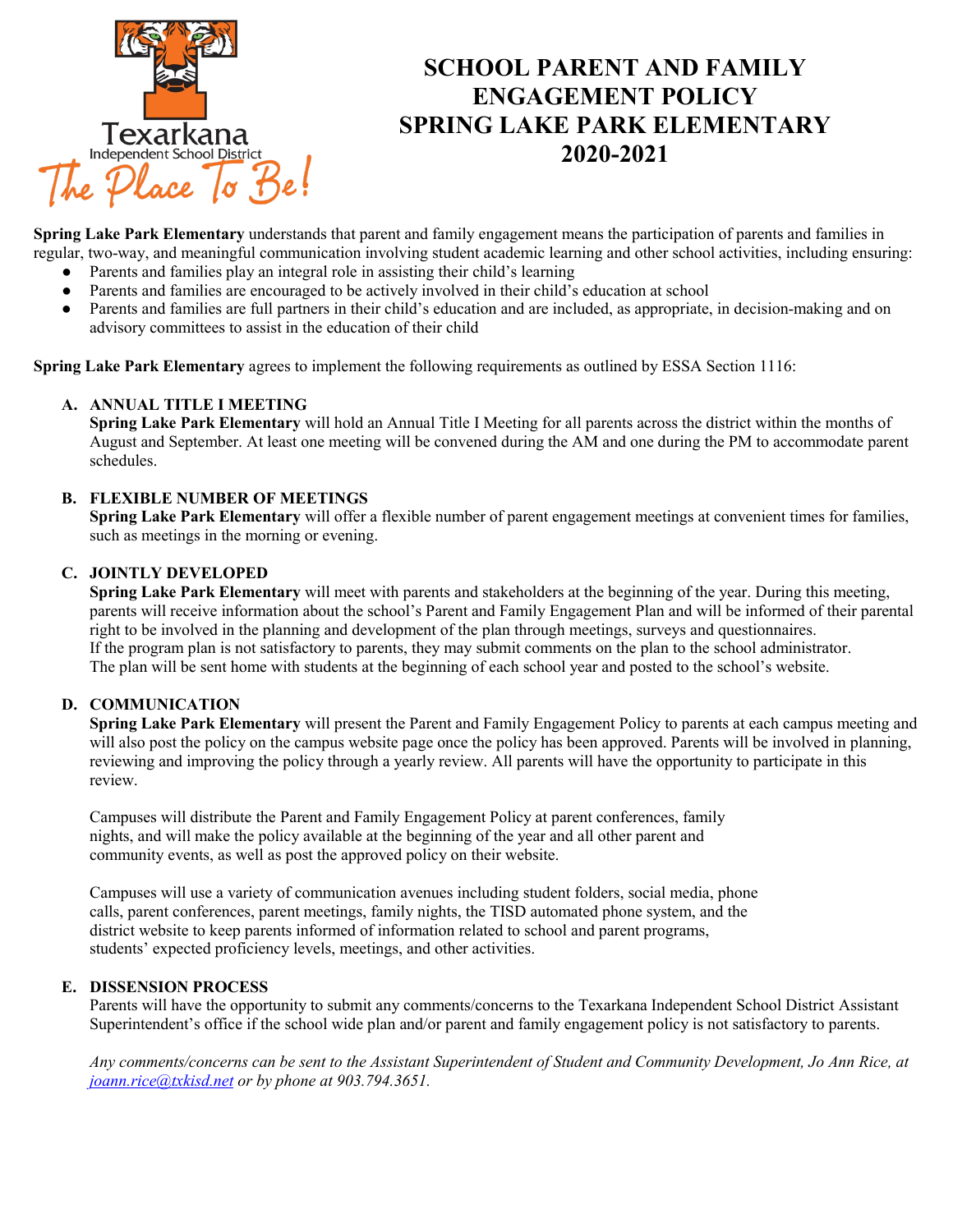# SCHOOL PARENT AND FAMILY ENGAGEMENT POLICY SPRING LAKE PARK ELEMENTARY 2020-2021

**Spring Lake Park Elementary** understands that parent and family engagement means the participation of parents and families in regular, two-way, and meaningful communication involving student academic learning and other school activities, including ensuring:

- Parents and families play an integral role in assisting their child's learning
- Parents and families are encouraged to be actively involved in their child's education at school
- Parents and families are full partners in their child's education and are included, as appropriate, in decision-making and on advisory committees to assist in the education of their child

**Spring Lake Park Elementary** agrees to implement the following requirements as outlined by ESSA Section 1116:

**A. ANNUAL TITLE I MEETING**

**Spring Lake Park Elementary** will hold an Annual Title I Meeting for all parents across the district within the months of August and September. At least one meeting will be convened during the AM and one during the PM to accommodate parent schedules.

**B. FLEXIBLE NUMBER OF MEETINGS**

**Spring Lake Park Elementary** will offer a flexible number of parent engagement meetings at convenient times for families, such as meetings in the morning or evening.

**C. JOINTLY DEVELOPED**

**Spring Lake Park Elementary** will meet with parents and stakeholders at the beginning of the year. During this meeting, parents will receive information about the school's Parent and Family Engagement Plan and will be informed of their parental right to be involved in the planning and development of the plan through meetings, surveys and questionnaires. If the program plan is not satisfactory to parents, they may submit comments on the plan to the school administrator. The plan will be sent home with students at the beginning of each school year and posted to the school's website.

**D. COMMUNICATION**

**Spring Lake Park Elementary** will present the Parent and Family Engagement Policy to parents at each campus meeting and will also post the policy on the campus website page once the policy has been approved. Parents will be involved in planning, reviewing and improving the policy through a yearly review. All parents will have the opportunity to participate in this review.

Campuses will distribute the Parent and Family Engagement Policy at parent conferences, family nights, and will make the policy available at the beginning of the year and all other parent and community events, as well as post the approved policy on their website.

Campuses will use a variety of communication avenues including student folders, social media, phone calls, parent conferences, parent meetings, family nights, the TISD automated phone system, and the district website to keep parents informed of information related to school and parent programs, students' expected proficiency levels, meetings, and other activities.

**E. DISSENSION PROCESS**

Parents will have the opportunity to submit any comments/concerns to the Texarkana Independent School District Assistant Superintendent's office if the school wide plan and/or parent and family engagement policy is not satisfactory to parents.

*Any comments/concerns can be sent to the Assistant Superintendent of Student and Community Development, Jo Ann Rice, at [joann.rice@txkisd.net](mailto:joann.rice@txkisd.net) or by phone at 903.794.3651.*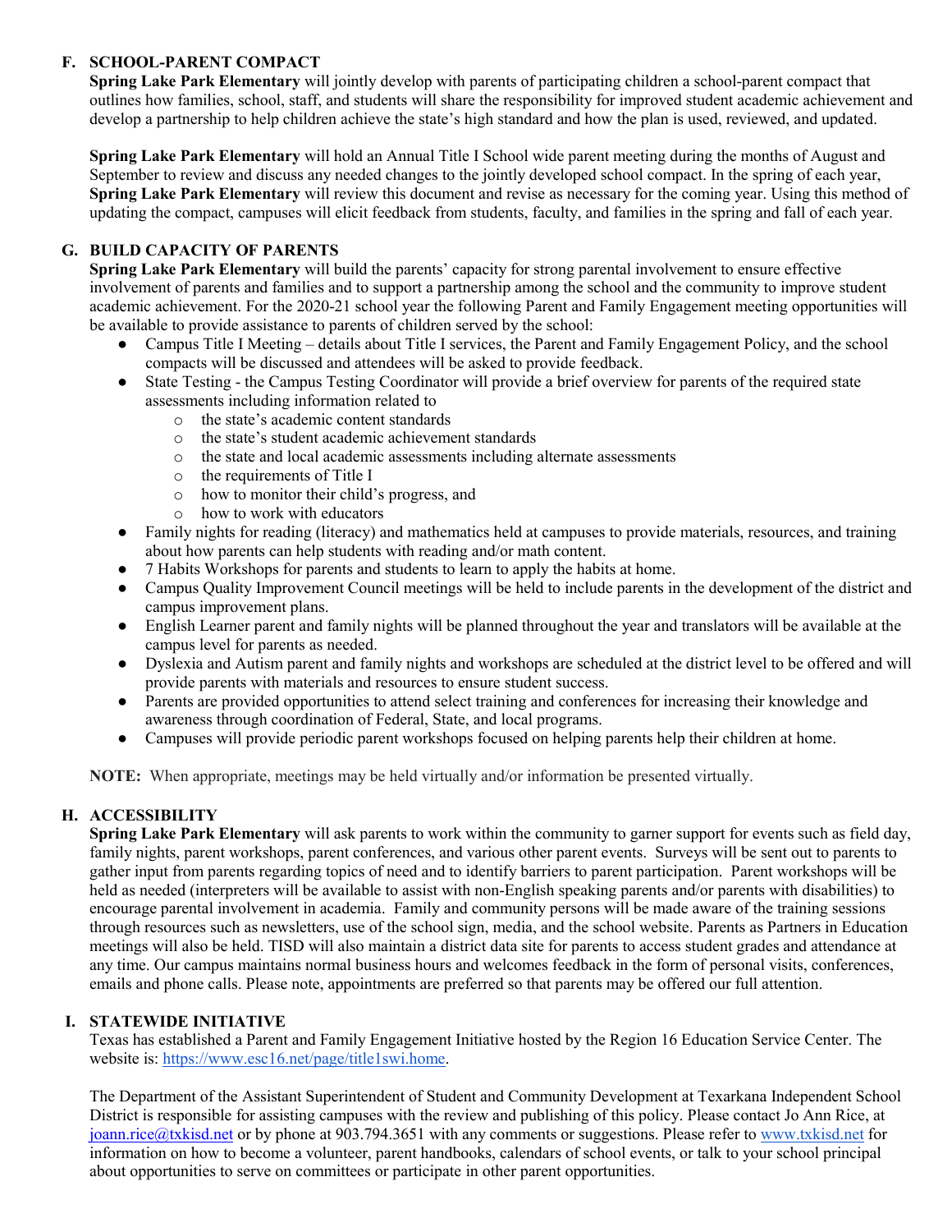## F. SCHOOL-PARENT COMPACT

**Spring Lake Park Elementary** will jointly develop with parents of participating children a school-parent compact that outlines how families, school, staff, and students will share the responsibility for improved student academic achievement and develop a partnership to help children achieve the state's high standard and how the plan is used, reviewed, and updated.

**Spring Lake Park Elementary** will hold an Annual Title I School wide parent meeting during the months of August and September to review and discuss any needed changes to the jointly developed school compact. In the spring of each year, **Spring Lake Park Elementary** will review this document and revise as necessary for the coming year. Using this method of updating the compact, campuses will elicit feedback from students, faculty, and families in the spring and fall of each year.

## G. BUILD CAPACITY OF PARENTS

**Spring Lake Park Elementary** will build the parents' capacity for strong parental involvement to ensure effective involvement of parents and families and to support a partnership among the school and the community to improve student academic achievement. For the 2020-21 school year the following Parent and Family Engagement meeting opportunities will be available to provide assistance to parents of children served by the school:

- Campus Title I Meeting – details about Title I services, the Parent and Family Engagement Policy, and the school compacts will be discussed and attendees will be asked to provide feedback.
- State Testing - the Campus Testing Coordinator will provide a brief overview for parents of the required state assessments including information related to
  - the state's academic content standards
  - the state's student academic achievement standards
  - the state and local academic assessments including alternate assessments
  - the requirements of Title I
  - how to monitor their child's progress, and
  - how to work with educators
- Family nights for reading (literacy) and mathematics held at campuses to provide materials, resources, and training about how parents can help students with reading and/or math content.
- 7 Habits Workshops for parents and students to learn to apply the habits at home.
- Campus Quality Improvement Council meetings will be held to include parents in the development of the district and campus improvement plans.
- English Learner parent and family nights will be planned throughout the year and translators will be available at the campus level for parents as needed.
- Dyslexia and Autism parent and family nights and workshops are scheduled at the district level to be offered and will provide parents with materials and resources to ensure student success.
- Parents are provided opportunities to attend select training and conferences for increasing their knowledge and awareness through coordination of Federal, State, and local programs.
- Campuses will provide periodic parent workshops focused on helping parents help their children at home.

**NOTE:** When appropriate, meetings may be held virtually and/or information be presented virtually.

## H. ACCESSIBILITY

**Spring Lake Park Elementary** will ask parents to work within the community to garner support for events such as field day, family nights, parent workshops, parent conferences, and various other parent events. Surveys will be sent out to parents to gather input from parents regarding topics of need and to identify barriers to parent participation. Parent workshops will be held as needed (interpreters will be available to assist with non-English speaking parents and/or parents with disabilities) to encourage parental involvement in academia. Family and community persons will be made aware of the training sessions through resources such as newsletters, use of the school sign, media, and the school website. Parents as Partners in Education meetings will also be held. TISD will also maintain a district data site for parents to access student grades and attendance at any time. Our campus maintains normal business hours and welcomes feedback in the form of personal visits, conferences, emails and phone calls. Please note, appointments are preferred so that parents may be offered our full attention.

## I. STATEWIDE INITIATIVE

Texas has established a Parent and Family Engagement Initiative hosted by the Region 16 Education Service Center. The website is: https://www.esc16.net/page/title1swi.home.

The Department of the Assistant Superintendent of Student and Community Development at Texarkana Independent School District is responsible for assisting campuses with the review and publishing of this policy. Please contact Jo Ann Rice, at joann.rice@txkisd.net or by phone at 903.794.3651 with any comments or suggestions. Please refer to www.txkisd.net for information on how to become a volunteer, parent handbooks, calendars of school events, or talk to your school principal about opportunities to serve on committees or participate in other parent opportunities.